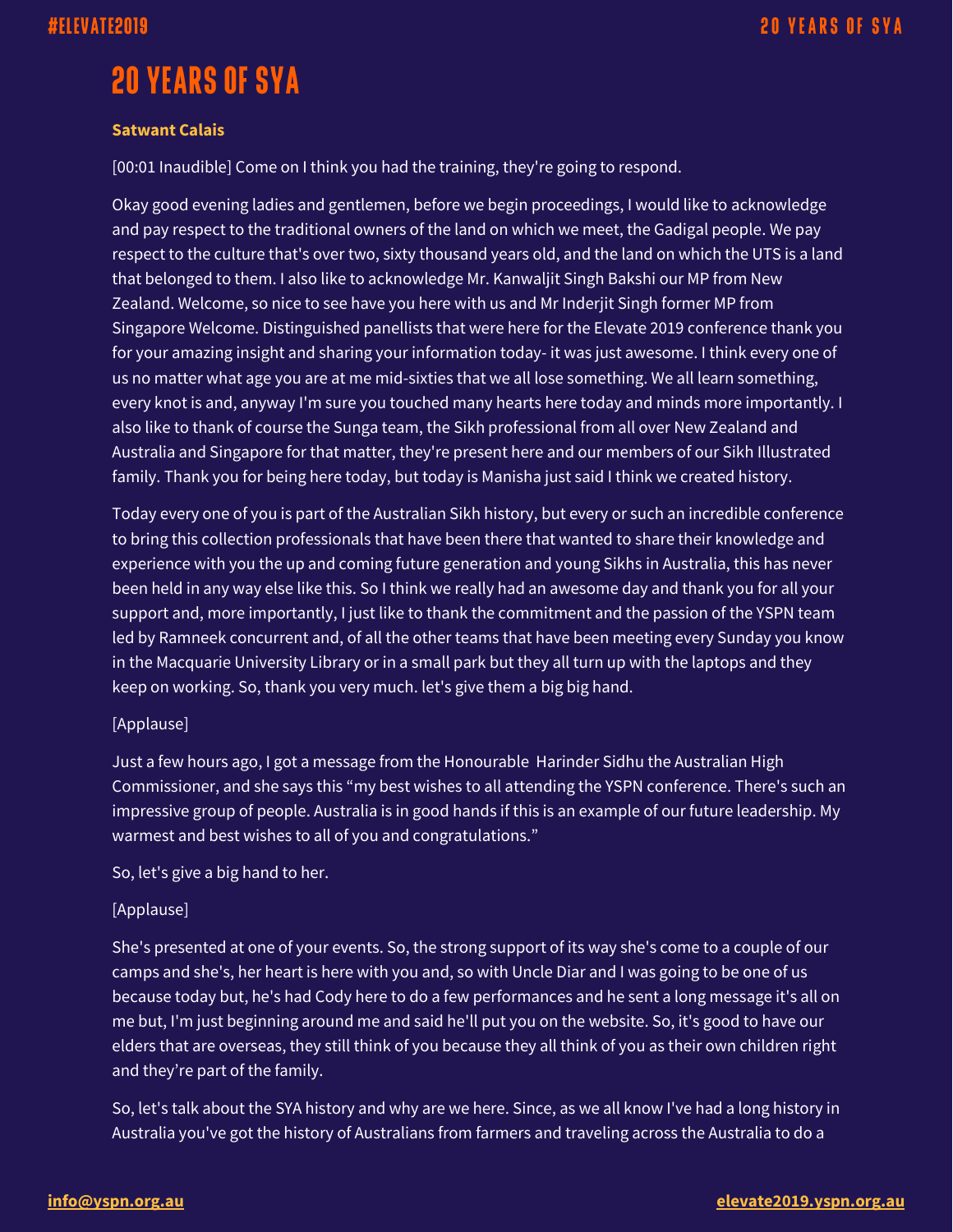# 20 YEARS OF SYA

**Satwant Calais**

[00:01 Inaudible] Come on I think you had the training, they're going to respond.

Okay good evening ladies and gentlemen, before we begin proceedings, I would like to acknowledge and pay respect to the traditional owners of the land on which we meet, the Gadigal people. We pay respect to the culture that's over two, sixty thousand years old, and the land on which the UTS is a land that belonged to them. I also like to acknowledge Mr. Kanwaljit Singh Bakshi our MP from New Zealand. Welcome, so nice to see have you here with us and Mr Inderjit Singh former MP from Singapore Welcome. Distinguished panellists that were here for the Elevate 2019 conference thank you for your amazing insight and sharing your information today- it was just awesome. I think every one of us no matter what age you are at me mid-sixties that we all lose something. We all learn something, every knot is and, anyway I'm sure you touched many hearts here today and minds more importantly. I also like to thank of course the Sunga team, the Sikh professional from all over New Zealand and Australia and Singapore for that matter, they're present here and our members of our Sikh Illustrated family. Thank you for being here today, but today is Manisha just said I think we created history.

Today every one of you is part of the Australian Sikh history, but every or such an incredible conference to bring this collection professionals that have been there that wanted to share their knowledge and experience with you the up and coming future generation and young Sikhs in Australia, this has never been held in any way else like this. So I think we really had an awesome day and thank you for all your support and, more importantly, I just like to thank the commitment and the passion of the YSPN team led by Ramneek concurrent and, of all the other teams that have been meeting every Sunday you know in the Macquarie University Library or in a small park but they all turn up with the laptops and they keep on working. So, thank you very much. let's give them a big big hand.

[Applause]

Just a few hours ago, I got a message from the Honourable Harinder Sidhu the Australian High Commissioner, and she says this “my best wishes to all attending the YSPN conference. There's such an impressive group of people. Australia is in good hands if this is an example of our future leadership. My warmest and best wishes to all of you and congratulations.”

So, let's give a big hand to her.

[Applause]

She's presented at one of your events. So, the strong support of its way she's come to a couple of our camps and she's, her heart is here with you and, so with Uncle Diar and I was going to be one of us because today but, he's had Cody here to do a few performances and he sent a long message it's all on me but, I'm just beginning around me and said he'll put you on the website. So, it's good to have our elders that are overseas, they still think of you because they all think of you as their own children right and they're part of the family.

So, let's talk about the SYA history and why are we here. Since, as we all know I've had a long history in Australia you've got the history of Australians from farmers and traveling across the Australia to do a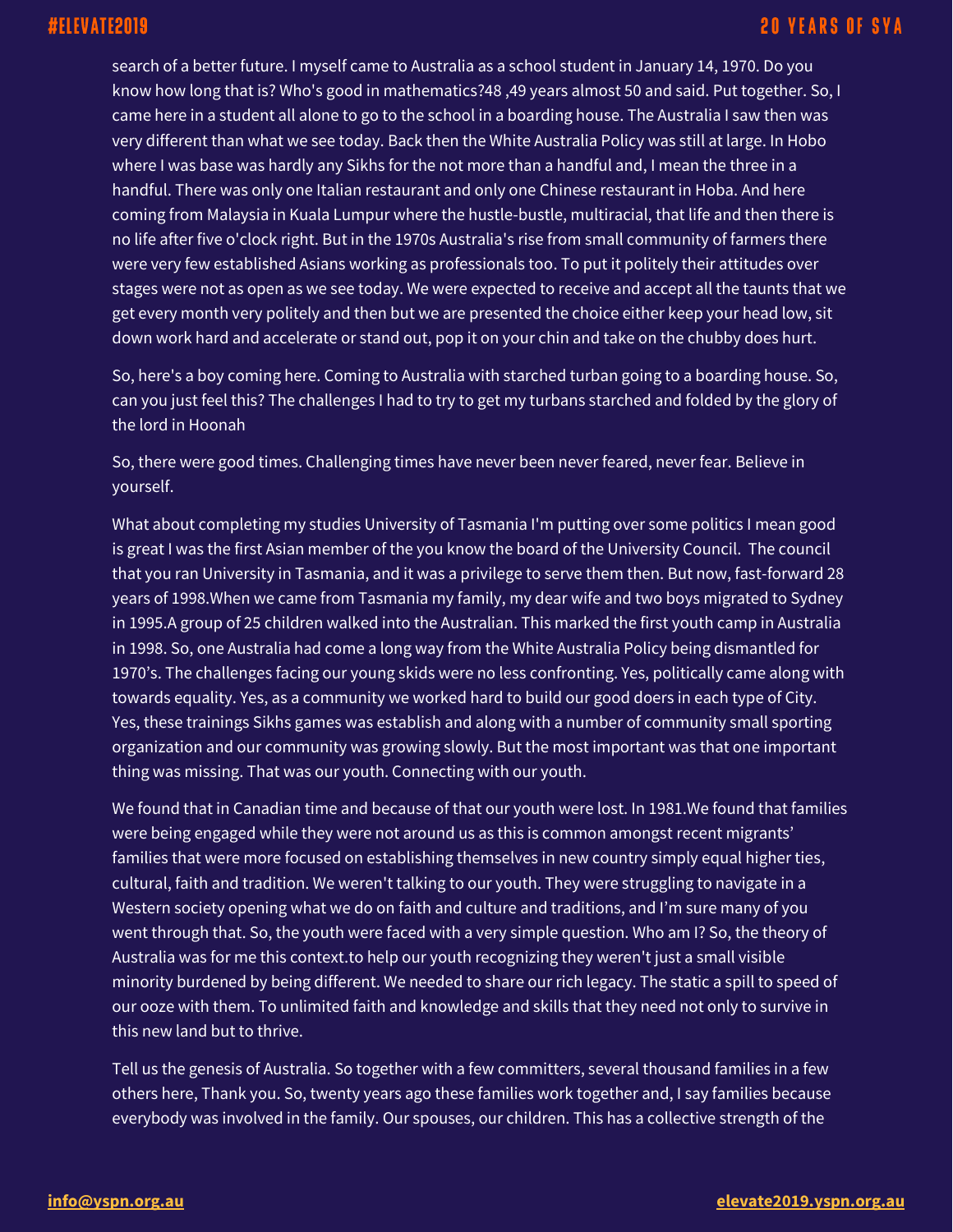search of a better future. I myself came to Australia as a school student in January 14, 1970. Do you know how long that is? Who's good in mathematics?48 ,49 years almost 50 and said. Put together. So, I came here in a student all alone to go to the school in a boarding house. The Australia I saw then was very different than what we see today. Back then the White Australia Policy was still at large. In Hobo where I was base was hardly any Sikhs for the not more than a handful and, I mean the three in a handful. There was only one Italian restaurant and only one Chinese restaurant in Hoba. And here coming from Malaysia in Kuala Lumpur where the hustle-bustle, multiracial, that life and then there is no life after five o'clock right. But in the 1970s Australia's rise from small community of farmers there were very few established Asians working as professionals too. To put it politely their attitudes over stages were not as open as we see today. We were expected to receive and accept all the taunts that we get every month very politely and then but we are presented the choice either keep your head low, sit down work hard and accelerate or stand out, pop it on your chin and take on the chubby does hurt.

So, here's a boy coming here. Coming to Australia with starched turban going to a boarding house. So, can you just feel this? The challenges I had to try to get my turbans starched and folded by the glory of the lord in Hoonah

So, there were good times. Challenging times have never been never feared, never fear. Believe in yourself.

What about completing my studies University of Tasmania I'm putting over some politics I mean good is great I was the first Asian member of the you know the board of the University Council. The council that you ran University in Tasmania, and it was a privilege to serve them then. But now, fast-forward 28 years of 1998.When we came from Tasmania my family, my dear wife and two boys migrated to Sydney in 1995.A group of 25 children walked into the Australian. This marked the first youth camp in Australia in 1998. So, one Australia had come a long way from the White Australia Policy being dismantled for 1970's. The challenges facing our young skids were no less confronting. Yes, politically came along with towards equality. Yes, as a community we worked hard to build our good doers in each type of City. Yes, these trainings Sikhs games was establish and along with a number of community small sporting organization and our community was growing slowly. But the most important was that one important thing was missing. That was our youth. Connecting with our youth.

We found that in Canadian time and because of that our youth were lost. In 1981.We found that families were being engaged while they were not around us as this is common amongst recent migrants' families that were more focused on establishing themselves in new country simply equal higher ties, cultural, faith and tradition. We weren't talking to our youth. They were struggling to navigate in a Western society opening what we do on faith and culture and traditions, and I'm sure many of you went through that. So, the youth were faced with a very simple question. Who am I? So, the theory of Australia was for me this context.to help our youth recognizing they weren't just a small visible minority burdened by being different. We needed to share our rich legacy. The static a spill to speed of our ooze with them. To unlimited faith and knowledge and skills that they need not only to survive in this new land but to thrive.

Tell us the genesis of Australia. So together with a few committers, several thousand families in a few others here, Thank you. So, twenty years ago these families work together and, I say families because everybody was involved in the family. Our spouses, our children. This has a collective strength of the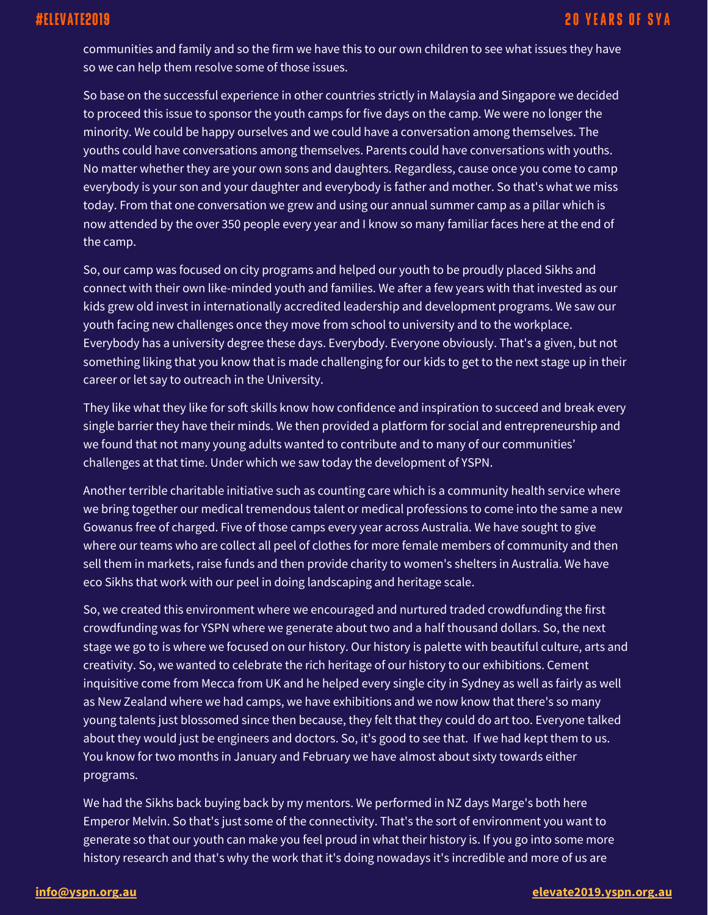communities and family and so the firm we have this to our own children to see what issues they have so we can help them resolve some of those issues.

So base on the successful experience in other countries strictly in Malaysia and Singapore we decided to proceed this issue to sponsor the youth camps for five days on the camp. We were no longer the minority. We could be happy ourselves and we could have a conversation among themselves. The youths could have conversations among themselves. Parents could have conversations with youths. No matter whether they are your own sons and daughters. Regardless, cause once you come to camp everybody is your son and your daughter and everybody is father and mother. So that's what we miss today. From that one conversation we grew and using our annual summer camp as a pillar which is now attended by the over 350 people every year and I know so many familiar faces here at the end of the camp.

So, our camp was focused on city programs and helped our youth to be proudly placed Sikhs and connect with their own like-minded youth and families. We after a few years with that invested as our kids grew old invest in internationally accredited leadership and development programs. We saw our youth facing new challenges once they move from school to university and to the workplace. Everybody has a university degree these days. Everybody. Everyone obviously. That's a given, but not something liking that you know that is made challenging for our kids to get to the next stage up in their career or let say to outreach in the University.

They like what they like for soft skills know how confidence and inspiration to succeed and break every single barrier they have their minds. We then provided a platform for social and entrepreneurship and we found that not many young adults wanted to contribute and to many of our communities' challenges at that time. Under which we saw today the development of YSPN.

Another terrible charitable initiative such as counting care which is a community health service where we bring together our medical tremendous talent or medical professions to come into the same a new Gowanus free of charged. Five of those camps every year across Australia. We have sought to give where our teams who are collect all peel of clothes for more female members of community and then sell them in markets, raise funds and then provide charity to women's shelters in Australia. We have eco Sikhs that work with our peel in doing landscaping and heritage scale.

So, we created this environment where we encouraged and nurtured traded crowdfunding the first crowdfunding was for YSPN where we generate about two and a half thousand dollars. So, the next stage we go to is where we focused on our history. Our history is palette with beautiful culture, arts and creativity. So, we wanted to celebrate the rich heritage of our history to our exhibitions. Cement inquisitive come from Mecca from UK and he helped every single city in Sydney as well as fairly as well as New Zealand where we had camps, we have exhibitions and we now know that there's so many young talents just blossomed since then because, they felt that they could do art too. Everyone talked about they would just be engineers and doctors. So, it's good to see that. If we had kept them to us. You know for two months in January and February we have almost about sixty towards either programs.

We had the Sikhs back buying back by my mentors. We performed in NZ days Marge's both here Emperor Melvin. So that's just some of the connectivity. That's the sort of environment you want to generate so that our youth can make you feel proud in what their history is. If you go into some more history research and that's why the work that it's doing nowadays it's incredible and more of us are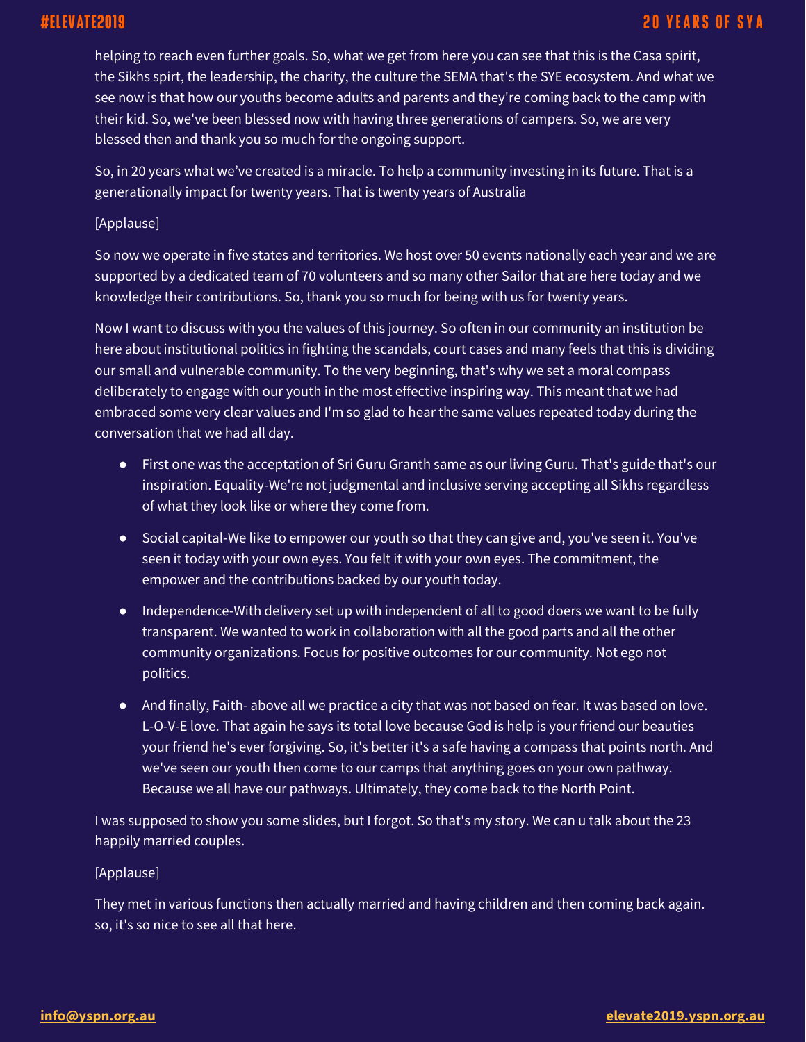helping to reach even further goals. So, what we get from here you can see that this is the Casa spirit, the Sikhs spirt, the leadership, the charity, the culture the SEMA that's the SYE ecosystem. And what we see now is that how our youths become adults and parents and they're coming back to the camp with their kid. So, we've been blessed now with having three generations of campers. So, we are very blessed then and thank you so much for the ongoing support.

So, in 20 years what we've created is a miracle. To help a community investing in its future. That is a generationally impact for twenty years. That is twenty years of Australia

[Applause]

So now we operate in five states and territories. We host over 50 events nationally each year and we are supported by a dedicated team of 70 volunteers and so many other Sailor that are here today and we knowledge their contributions. So, thank you so much for being with us for twenty years.

Now I want to discuss with you the values of this journey. So often in our community an institution be here about institutional politics in fighting the scandals, court cases and many feels that this is dividing our small and vulnerable community. To the very beginning, that's why we set a moral compass deliberately to engage with our youth in the most effective inspiring way. This meant that we had embraced some very clear values and I'm so glad to hear the same values repeated today during the conversation that we had all day.

- First one was the acceptation of Sri Guru Granth same as our living Guru. That's guide that's our inspiration. Equality-We're not judgmental and inclusive serving accepting all Sikhs regardless of what they look like or where they come from.
- Social capital-We like to empower our youth so that they can give and, you've seen it. You've seen it today with your own eyes. You felt it with your own eyes. The commitment, the empower and the contributions backed by our youth today.
- Independence-With delivery set up with independent of all to good doers we want to be fully transparent. We wanted to work in collaboration with all the good parts and all the other community organizations. Focus for positive outcomes for our community. Not ego not politics.
- And finally, Faith- above all we practice a city that was not based on fear. It was based on love. L-O-V-E love. That again he says its total love because God is help is your friend our beauties your friend he's ever forgiving. So, it's better it's a safe having a compass that points north. And we've seen our youth then come to our camps that anything goes on your own pathway. Because we all have our pathways. Ultimately, they come back to the North Point.

I was supposed to show you some slides, but I forgot. So that's my story. We can u talk about the 23 happily married couples.

[Applause]

They met in various functions then actually married and having children and then coming back again. so, it's so nice to see all that here.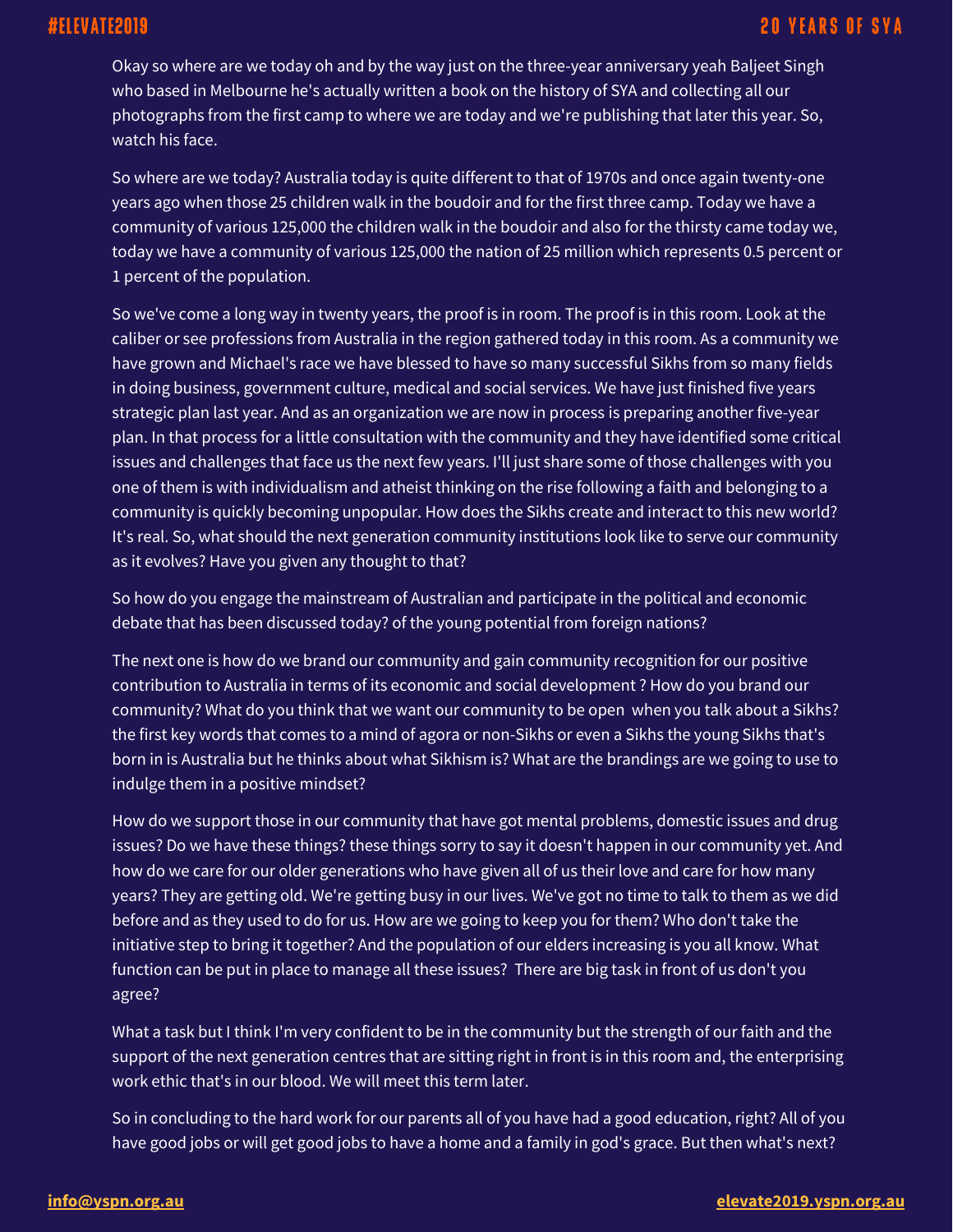Okay so where are we today oh and by the way just on the three-year anniversary yeah Baljeet Singh who based in Melbourne he's actually written a book on the history of SYA and collecting all our photographs from the first camp to where we are today and we're publishing that later this year. So, watch his face.

So where are we today? Australia today is quite different to that of 1970s and once again twenty-one years ago when those 25 children walk in the boudoir and for the first three camp. Today we have a community of various 125,000 the children walk in the boudoir and also for the thirsty came today we, today we have a community of various 125,000 the nation of 25 million which represents 0.5 percent or 1 percent of the population.

So we've come a long way in twenty years, the proof is in room. The proof is in this room. Look at the caliber or see professions from Australia in the region gathered today in this room. As a community we have grown and Michael's race we have blessed to have so many successful Sikhs from so many fields in doing business, government culture, medical and social services. We have just finished five years strategic plan last year. And as an organization we are now in process is preparing another five-year plan. In that process for a little consultation with the community and they have identified some critical issues and challenges that face us the next few years. I'll just share some of those challenges with you one of them is with individualism and atheist thinking on the rise following a faith and belonging to a community is quickly becoming unpopular. How does the Sikhs create and interact to this new world? It's real. So, what should the next generation community institutions look like to serve our community as it evolves? Have you given any thought to that?

So how do you engage the mainstream of Australian and participate in the political and economic debate that has been discussed today? of the young potential from foreign nations?

The next one is how do we brand our community and gain community recognition for our positive contribution to Australia in terms of its economic and social development ? How do you brand our community? What do you think that we want our community to be open when you talk about a Sikhs? the first key words that comes to a mind of agora or non-Sikhs or even a Sikhs the young Sikhs that's born in is Australia but he thinks about what Sikhism is? What are the brandings are we going to use to indulge them in a positive mindset?

How do we support those in our community that have got mental problems, domestic issues and drug issues? Do we have these things? these things sorry to say it doesn't happen in our community yet. And how do we care for our older generations who have given all of us their love and care for how many years? They are getting old. We're getting busy in our lives. We've got no time to talk to them as we did before and as they used to do for us. How are we going to keep you for them? Who don't take the initiative step to bring it together? And the population of our elders increasing is you all know. What function can be put in place to manage all these issues? There are big task in front of us don't you agree?

What a task but I think I'm very confident to be in the community but the strength of our faith and the support of the next generation centres that are sitting right in front is in this room and, the enterprising work ethic that's in our blood. We will meet this term later.

So in concluding to the hard work for our parents all of you have had a good education, right? All of you have good jobs or will get good jobs to have a home and a family in god's grace. But then what's next?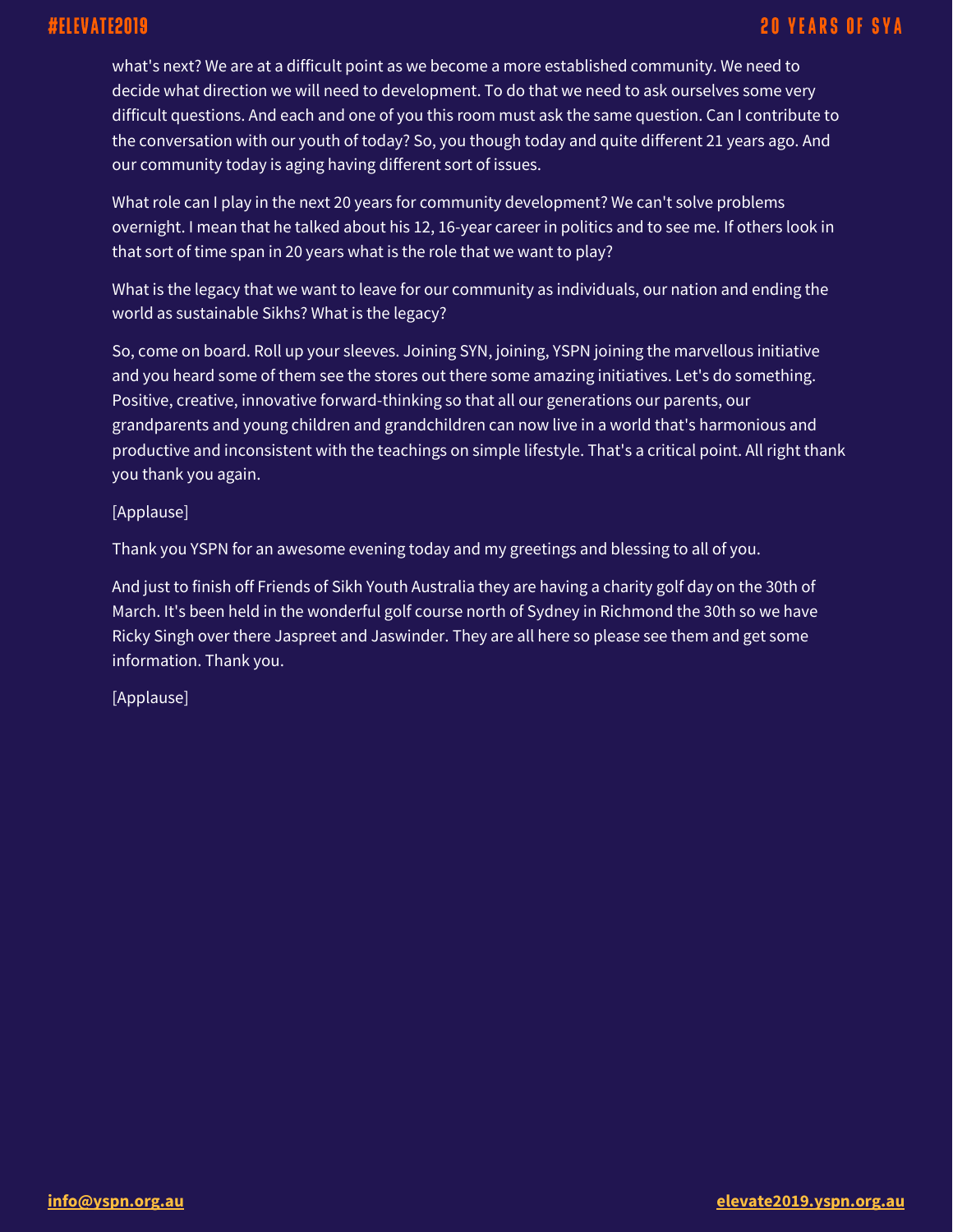what's next? We are at a difficult point as we become a more established community. We need to decide what direction we will need to development. To do that we need to ask ourselves some very difficult questions. And each and one of you this room must ask the same question. Can I contribute to the conversation with our youth of today? So, you though today and quite different 21 years ago. And our community today is aging having different sort of issues.

What role can I play in the next 20 years for community development? We can't solve problems overnight. I mean that he talked about his 12, 16-year career in politics and to see me. If others look in that sort of time span in 20 years what is the role that we want to play?

What is the legacy that we want to leave for our community as individuals, our nation and ending the world as sustainable Sikhs? What is the legacy?

So, come on board. Roll up your sleeves. Joining SYN, joining, YSPN joining the marvellous initiative and you heard some of them see the stores out there some amazing initiatives. Let's do something. Positive, creative, innovative forward-thinking so that all our generations our parents, our grandparents and young children and grandchildren can now live in a world that's harmonious and productive and inconsistent with the teachings on simple lifestyle. That's a critical point. All right thank you thank you again.

[Applause]

Thank you YSPN for an awesome evening today and my greetings and blessing to all of you.

And just to finish off Friends of Sikh Youth Australia they are having a charity golf day on the 30th of March. It's been held in the wonderful golf course north of Sydney in Richmond the 30th so we have Ricky Singh over there Jaspreet and Jaswinder. They are all here so please see them and get some information. Thank you.

[Applause]